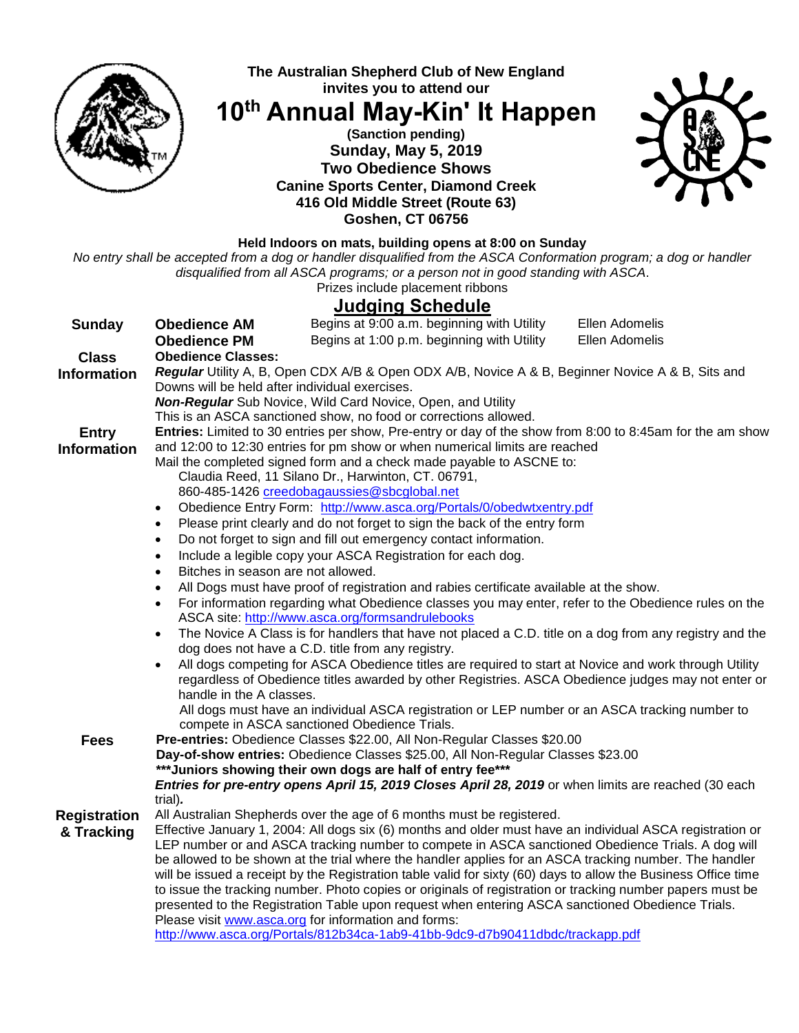**The Australian Shepherd Club of New England**
**invites you to attend our**

# 10th Annual May-Kin' It Happen

**(Sanction pending)**
**Sunday, May 5, 2019**
**Two Obedience Shows**
**Canine Sports Center, Diamond Creek**
**416 Old Middle Street (Route 63)**
**Goshen, CT 06756**

**Held Indoors on mats, building opens at 8:00 on Sunday**

*No entry shall be accepted from a dog or handler disqualified from the ASCA Conformation program; a dog or handler disqualified from all ASCA programs; or a person not in good standing with ASCA*.

Prizes include placement ribbons

## Judging Schedule

| | | | |
|---|---|---|---|
| **Sunday** | **Obedience AM** | Begins at 9:00 a.m. beginning with Utility | Ellen Adomelis |
| | **Obedience PM** | Begins at 1:00 p.m. beginning with Utility | Ellen Adomelis |

**Class Information**

**Obedience Classes:**

***Regular*** Utility A, B, Open CDX A/B & Open ODX A/B, Novice A & B, Beginner Novice A & B, Sits and Downs will be held after individual exercises.

***Non-Regular*** Sub Novice, Wild Card Novice, Open, and Utility

This is an ASCA sanctioned show, no food or corrections allowed.

**Entry Information**

**Entries:** Limited to 30 entries per show, Pre-entry or day of the show from 8:00 to 8:45am for the am show and 12:00 to 12:30 entries for pm show or when numerical limits are reached

Mail the completed signed form and a check made payable to ASCNE to:

Claudia Reed, 11 Silano Dr., Harwinton, CT. 06791,
860-485-1426 creedobagaussies@sbcglobal.net

- Obedience Entry Form: http://www.asca.org/Portals/0/obedwtxentry.pdf
- Please print clearly and do not forget to sign the back of the entry form
- Do not forget to sign and fill out emergency contact information.
- Include a legible copy your ASCA Registration for each dog.
- Bitches in season are not allowed.
- All Dogs must have proof of registration and rabies certificate available at the show.
- For information regarding what Obedience classes you may enter, refer to the Obedience rules on the ASCA site: http://www.asca.org/formsandrulebooks
- The Novice A Class is for handlers that have not placed a C.D. title on a dog from any registry and the dog does not have a C.D. title from any registry.
- All dogs competing for ASCA Obedience titles are required to start at Novice and work through Utility regardless of Obedience titles awarded by other Registries. ASCA Obedience judges may not enter or handle in the A classes.

  All dogs must have an individual ASCA registration or LEP number or an ASCA tracking number to compete in ASCA sanctioned Obedience Trials.

**Fees**

**Pre-entries:** Obedience Classes $22.00, All Non-Regular Classes $20.00
**Day-of-show entries:** Obedience Classes $25.00, All Non-Regular Classes $23.00
**\*\*\*Juniors showing their own dogs are half of entry fee\*\*\***
***Entries for pre-entry opens April 15, 2019 Closes April 28, 2019*** or when limits are reached (30 each trial)***.***

**Registration & Tracking**

All Australian Shepherds over the age of 6 months must be registered.

Effective January 1, 2004: All dogs six (6) months and older must have an individual ASCA registration or LEP number or and ASCA tracking number to compete in ASCA sanctioned Obedience Trials. A dog will be allowed to be shown at the trial where the handler applies for an ASCA tracking number. The handler will be issued a receipt by the Registration table valid for sixty (60) days to allow the Business Office time to issue the tracking number. Photo copies or originals of registration or tracking number papers must be presented to the Registration Table upon request when entering ASCA sanctioned Obedience Trials.

Please visit www.asca.org for information and forms:
http://www.asca.org/Portals/812b34ca-1ab9-41bb-9dc9-d7b90411dbdc/trackapp.pdf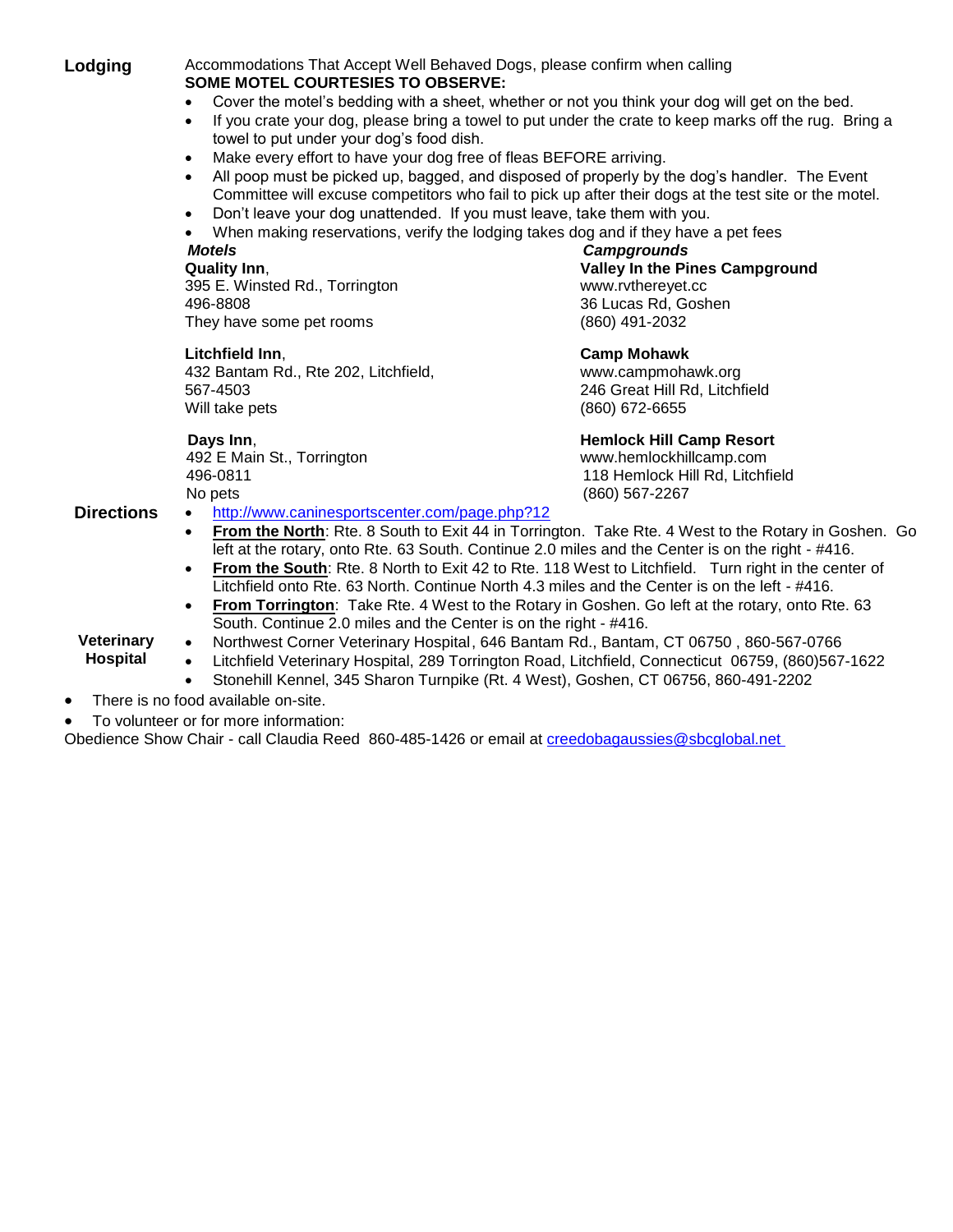## Lodging

Accommodations That Accept Well Behaved Dogs, please confirm when calling

**SOME MOTEL COURTESIES TO OBSERVE:**

- Cover the motel's bedding with a sheet, whether or not you think your dog will get on the bed.
- If you crate your dog, please bring a towel to put under the crate to keep marks off the rug. Bring a towel to put under your dog's food dish.
- Make every effort to have your dog free of fleas BEFORE arriving.
- All poop must be picked up, bagged, and disposed of properly by the dog's handler. The Event Committee will excuse competitors who fail to pick up after their dogs at the test site or the motel.
- Don't leave your dog unattended. If you must leave, take them with you.
- When making reservations, verify the lodging takes dog and if they have a pet fees

***Motels***

**Quality Inn**,
395 E. Winsted Rd., Torrington
496-8808
They have some pet rooms

**Litchfield Inn**,
432 Bantam Rd., Rte 202, Litchfield,
567-4503
Will take pets

**Days Inn**,
492 E Main St., Torrington
496-0811
No pets

***Campgrounds***

**Valley In the Pines Campground**
www.rvthereyet.cc
36 Lucas Rd, Goshen
(860) 491-2032

**Camp Mohawk**
www.campmohawk.org
246 Great Hill Rd, Litchfield
(860) 672-6655

**Hemlock Hill Camp Resort**
www.hemlockhillcamp.com
118 Hemlock Hill Rd, Litchfield
(860) 567-2267

## Directions

- http://www.caninesportscenter.com/page.php?12
- **From the North**: Rte. 8 South to Exit 44 in Torrington. Take Rte. 4 West to the Rotary in Goshen. Go left at the rotary, onto Rte. 63 South. Continue 2.0 miles and the Center is on the right - #416.
- **From the South**: Rte. 8 North to Exit 42 to Rte. 118 West to Litchfield. Turn right in the center of Litchfield onto Rte. 63 North. Continue North 4.3 miles and the Center is on the left - #416.
- **From Torrington**: Take Rte. 4 West to the Rotary in Goshen. Go left at the rotary, onto Rte. 63 South. Continue 2.0 miles and the Center is on the right - #416.

## Veterinary Hospital

- Northwest Corner Veterinary Hospital, 646 Bantam Rd., Bantam, CT 06750 , 860-567-0766
- Litchfield Veterinary Hospital, 289 Torrington Road, Litchfield, Connecticut 06759, (860)567-1622
- Stonehill Kennel, 345 Sharon Turnpike (Rt. 4 West), Goshen, CT 06756, 860-491-2202

- There is no food available on-site.
- To volunteer or for more information:

Obedience Show Chair - call Claudia Reed 860-485-1426 or email at creedobagaussies@sbcglobal.net